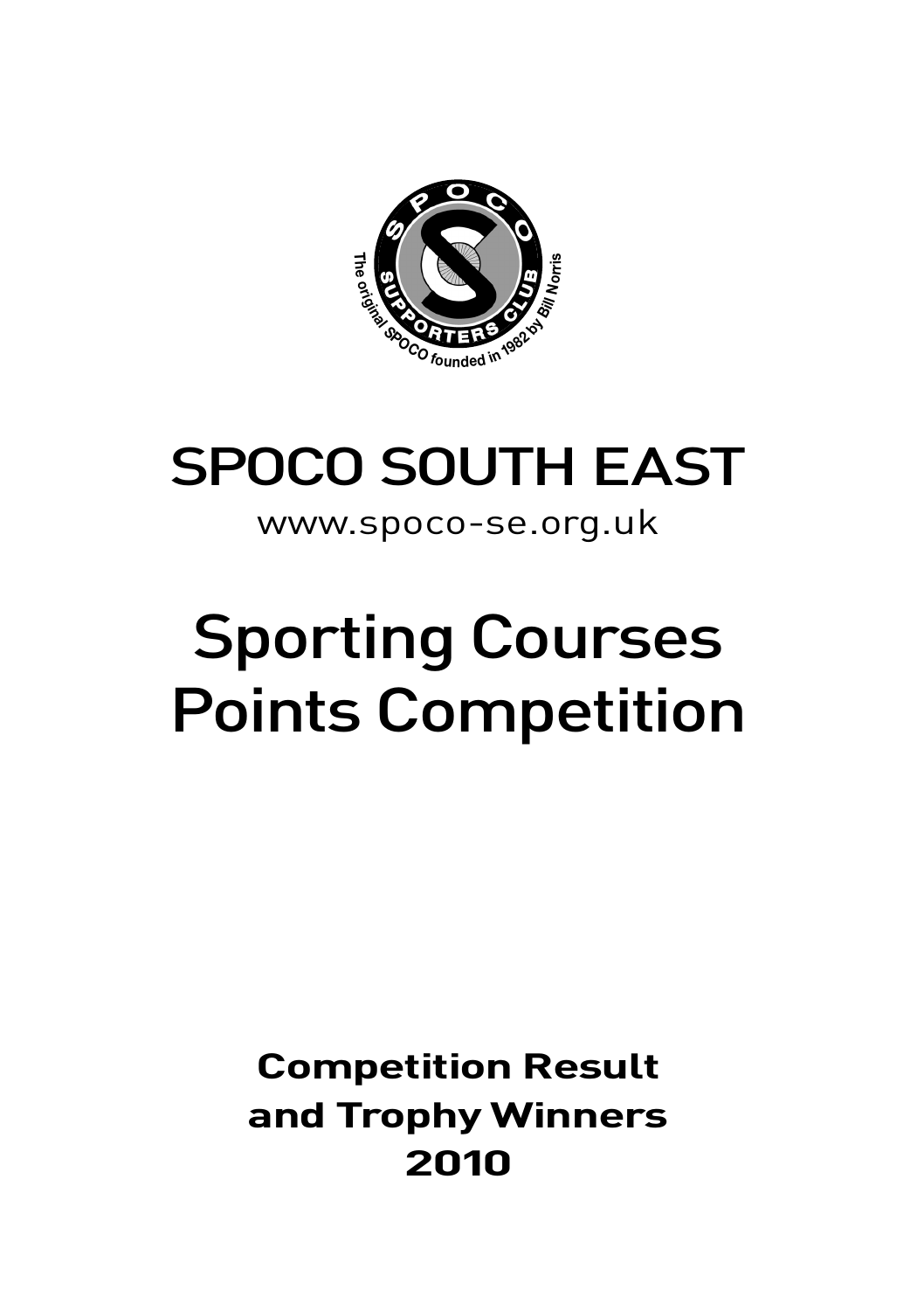# SPOCO SOUTH EAST

www.spoco-se.org.uk

# Sporting Courses Points Competition

**Competition Result and Trophy Winners 2010**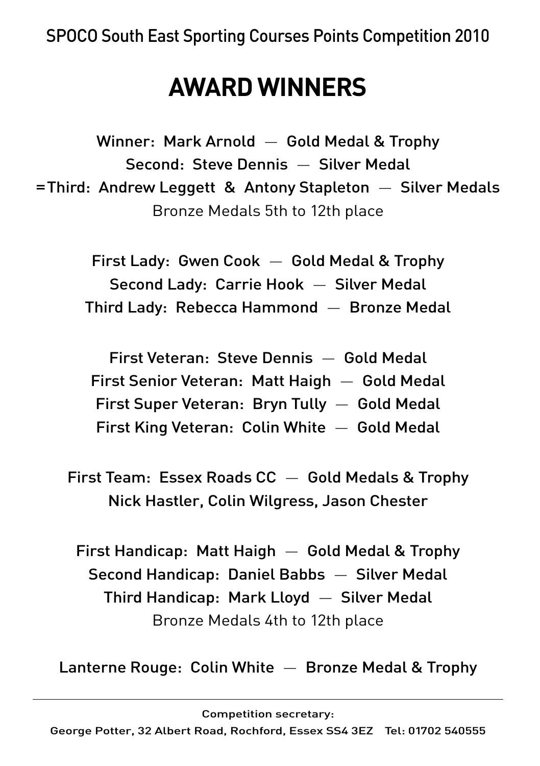SPOCO South East Sporting Courses Points Competition 2010

# AWARD WINNERS

**Winner: Mark Arnold — Gold Medal & Trophy**
**Second: Steve Dennis — Silver Medal**
**=Third: Andrew Leggett & Antony Stapleton — Silver Medals**
Bronze Medals 5th to 12th place

**First Lady: Gwen Cook — Gold Medal & Trophy**
**Second Lady: Carrie Hook — Silver Medal**
**Third Lady: Rebecca Hammond — Bronze Medal**

**First Veteran: Steve Dennis — Gold Medal**
**First Senior Veteran: Matt Haigh — Gold Medal**
**First Super Veteran: Bryn Tully — Gold Medal**
**First King Veteran: Colin White — Gold Medal**

**First Team: Essex Roads CC — Gold Medals & Trophy**
**Nick Hastler, Colin Wilgress, Jason Chester**

**First Handicap: Matt Haigh — Gold Medal & Trophy**
**Second Handicap: Daniel Babbs — Silver Medal**
**Third Handicap: Mark Lloyd — Silver Medal**
Bronze Medals 4th to 12th place

**Lanterne Rouge: Colin White — Bronze Medal & Trophy**

---

**Competition secretary:**
**George Potter, 32 Albert Road, Rochford, Essex SS4 3EZ Tel: 01702 540555**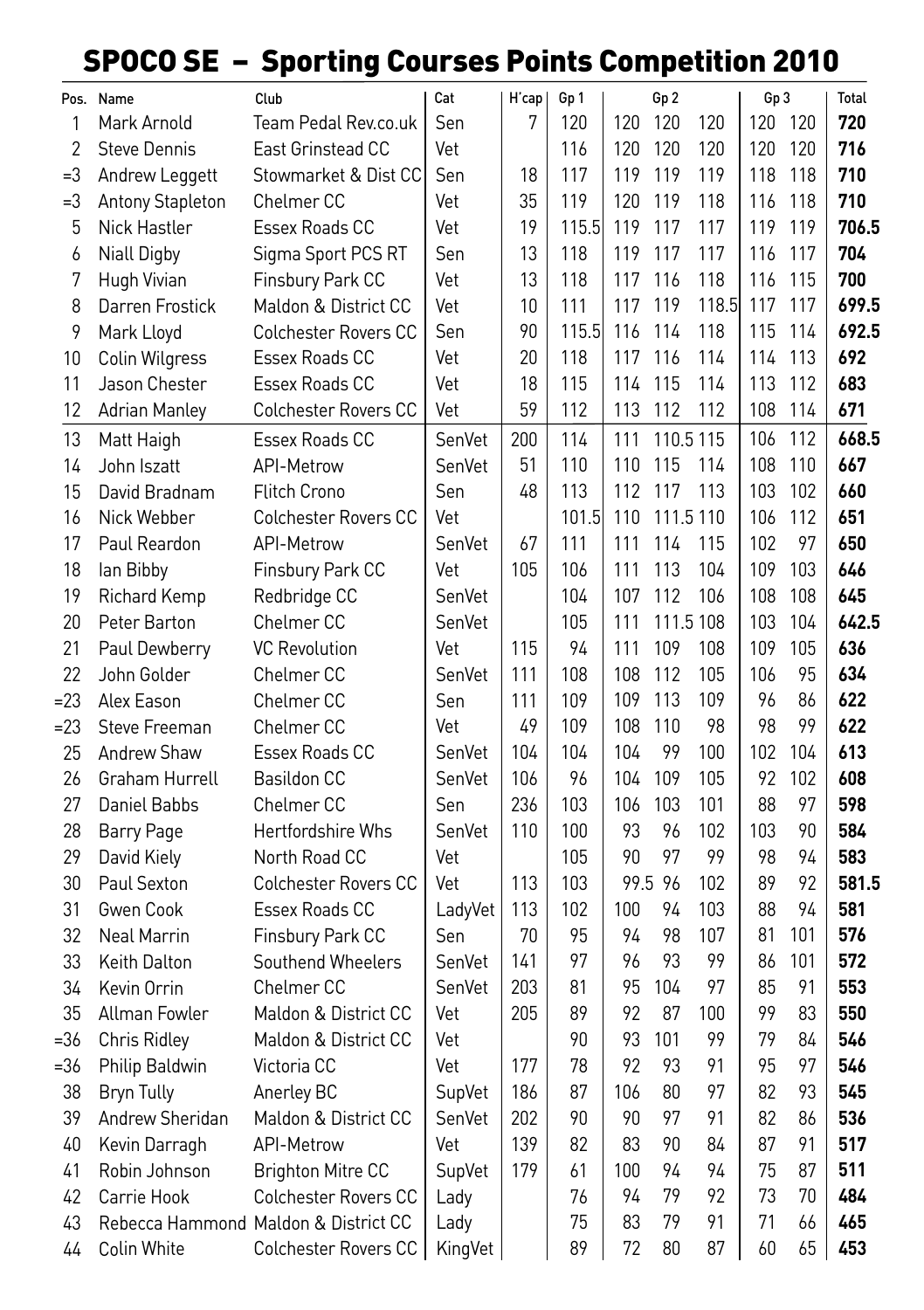# SPOCO SE – Sporting Courses Points Competition 2010

| Pos. | Name | Club | Cat | H'cap | Gp 1 | Gp 2 | | | Gp 3 | | Total |
|---|---|---|---|---|---|---|---|---|---|---|---|
| 1 | Mark Arnold | Team Pedal Rev.co.uk | Sen | 7 | 120 | 120 | 120 | 120 | 120 | 120 | **720** |
| 2 | Steve Dennis | East Grinstead CC | Vet | | 116 | 120 | 120 | 120 | 120 | 120 | **716** |
| =3 | Andrew Leggett | Stowmarket & Dist CC | Sen | 18 | 117 | 119 | 119 | 119 | 118 | 118 | **710** |
| =3 | Antony Stapleton | Chelmer CC | Vet | 35 | 119 | 120 | 119 | 118 | 116 | 118 | **710** |
| 5 | Nick Hastler | Essex Roads CC | Vet | 19 | 115.5 | 119 | 117 | 117 | 119 | 119 | **706.5** |
| 6 | Niall Digby | Sigma Sport PCS RT | Sen | 13 | 118 | 119 | 117 | 117 | 116 | 117 | **704** |
| 7 | Hugh Vivian | Finsbury Park CC | Vet | 13 | 118 | 117 | 116 | 118 | 116 | 115 | **700** |
| 8 | Darren Frostick | Maldon & District CC | Vet | 10 | 111 | 117 | 119 | 118.5 | 117 | 117 | **699.5** |
| 9 | Mark Lloyd | Colchester Rovers CC | Sen | 90 | 115.5 | 116 | 114 | 118 | 115 | 114 | **692.5** |
| 10 | Colin Wilgress | Essex Roads CC | Vet | 20 | 118 | 117 | 116 | 114 | 114 | 113 | **692** |
| 11 | Jason Chester | Essex Roads CC | Vet | 18 | 115 | 114 | 115 | 114 | 113 | 112 | **683** |
| 12 | Adrian Manley | Colchester Rovers CC | Vet | 59 | 112 | 113 | 112 | 112 | 108 | 114 | **671** |
| 13 | Matt Haigh | Essex Roads CC | SenVet | 200 | 114 | 111 | 110.5 | 115 | 106 | 112 | **668.5** |
| 14 | John Iszatt | API-Metrow | SenVet | 51 | 110 | 110 | 115 | 114 | 108 | 110 | **667** |
| 15 | David Bradnam | Flitch Crono | Sen | 48 | 113 | 112 | 117 | 113 | 103 | 102 | **660** |
| 16 | Nick Webber | Colchester Rovers CC | Vet | | 101.5 | 110 | 111.5 | 110 | 106 | 112 | **651** |
| 17 | Paul Reardon | API-Metrow | SenVet | 67 | 111 | 111 | 114 | 115 | 102 | 97 | **650** |
| 18 | Ian Bibby | Finsbury Park CC | Vet | 105 | 106 | 111 | 113 | 104 | 109 | 103 | **646** |
| 19 | Richard Kemp | Redbridge CC | SenVet | | 104 | 107 | 112 | 106 | 108 | 108 | **645** |
| 20 | Peter Barton | Chelmer CC | SenVet | | 105 | 111 | 111.5 | 108 | 103 | 104 | **642.5** |
| 21 | Paul Dewberry | VC Revolution | Vet | 115 | 94 | 111 | 109 | 108 | 109 | 105 | **636** |
| 22 | John Golder | Chelmer CC | SenVet | 111 | 108 | 108 | 112 | 105 | 106 | 95 | **634** |
| =23 | Alex Eason | Chelmer CC | Sen | 111 | 109 | 109 | 113 | 109 | 96 | 86 | **622** |
| =23 | Steve Freeman | Chelmer CC | Vet | 49 | 109 | 108 | 110 | 98 | 98 | 99 | **622** |
| 25 | Andrew Shaw | Essex Roads CC | SenVet | 104 | 104 | 104 | 99 | 100 | 102 | 104 | **613** |
| 26 | Graham Hurrell | Basildon CC | SenVet | 106 | 96 | 104 | 109 | 105 | 92 | 102 | **608** |
| 27 | Daniel Babbs | Chelmer CC | Sen | 236 | 103 | 106 | 103 | 101 | 88 | 97 | **598** |
| 28 | Barry Page | Hertfordshire Whs | SenVet | 110 | 100 | 93 | 96 | 102 | 103 | 90 | **584** |
| 29 | David Kiely | North Road CC | Vet | | 105 | 90 | 97 | 99 | 98 | 94 | **583** |
| 30 | Paul Sexton | Colchester Rovers CC | Vet | 113 | 103 | 99.5 | 96 | 102 | 89 | 92 | **581.5** |
| 31 | Gwen Cook | Essex Roads CC | LadyVet | 113 | 102 | 100 | 94 | 103 | 88 | 94 | **581** |
| 32 | Neal Marrin | Finsbury Park CC | Sen | 70 | 95 | 94 | 98 | 107 | 81 | 101 | **576** |
| 33 | Keith Dalton | Southend Wheelers | SenVet | 141 | 97 | 96 | 93 | 99 | 86 | 101 | **572** |
| 34 | Kevin Orrin | Chelmer CC | SenVet | 203 | 81 | 95 | 104 | 97 | 85 | 91 | **553** |
| 35 | Allman Fowler | Maldon & District CC | Vet | 205 | 89 | 92 | 87 | 100 | 99 | 83 | **550** |
| =36 | Chris Ridley | Maldon & District CC | Vet | | 90 | 93 | 101 | 99 | 79 | 84 | **546** |
| =36 | Philip Baldwin | Victoria CC | Vet | 177 | 78 | 92 | 93 | 91 | 95 | 97 | **546** |
| 38 | Bryn Tully | Anerley BC | SupVet | 186 | 87 | 106 | 80 | 97 | 82 | 93 | **545** |
| 39 | Andrew Sheridan | Maldon & District CC | SenVet | 202 | 90 | 90 | 97 | 91 | 82 | 86 | **536** |
| 40 | Kevin Darragh | API-Metrow | Vet | 139 | 82 | 83 | 90 | 84 | 87 | 91 | **517** |
| 41 | Robin Johnson | Brighton Mitre CC | SupVet | 179 | 61 | 100 | 94 | 94 | 75 | 87 | **511** |
| 42 | Carrie Hook | Colchester Rovers CC | Lady | | 76 | 94 | 79 | 92 | 73 | 70 | **484** |
| 43 | Rebecca Hammond | Maldon & District CC | Lady | | 75 | 83 | 79 | 91 | 71 | 66 | **465** |
| 44 | Colin White | Colchester Rovers CC | KingVet | | 89 | 72 | 80 | 87 | 60 | 65 | **453** |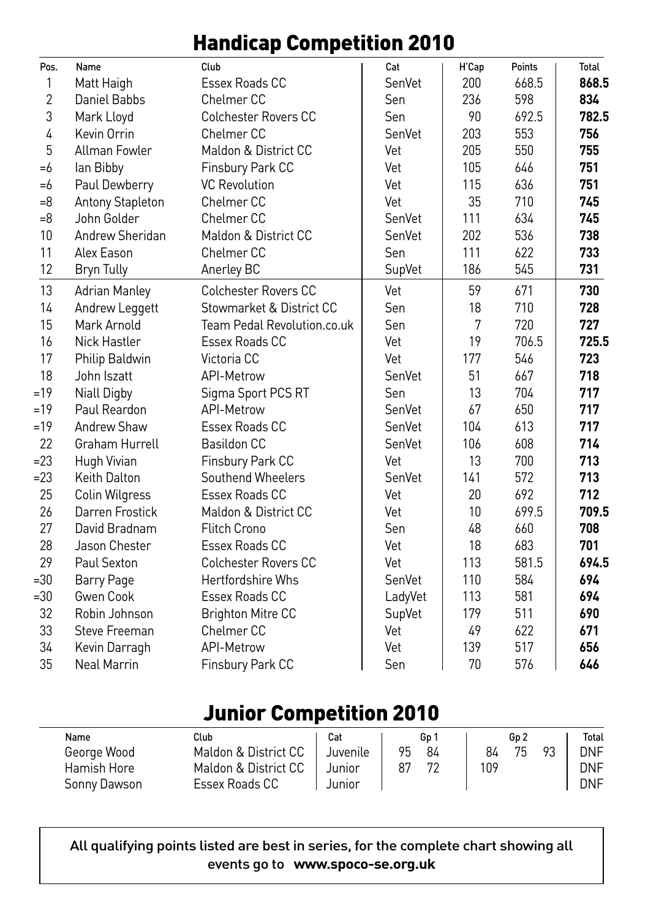# Handicap Competition 2010

| Pos. | Name | Club | Cat | H'Cap | Points | Total |
|---|---|---|---|---|---|---|
| 1 | Matt Haigh | Essex Roads CC | SenVet | 200 | 668.5 | **868.5** |
| 2 | Daniel Babbs | Chelmer CC | Sen | 236 | 598 | **834** |
| 3 | Mark Lloyd | Colchester Rovers CC | Sen | 90 | 692.5 | **782.5** |
| 4 | Kevin Orrin | Chelmer CC | SenVet | 203 | 553 | **756** |
| 5 | Allman Fowler | Maldon & District CC | Vet | 205 | 550 | **755** |
| =6 | Ian Bibby | Finsbury Park CC | Vet | 105 | 646 | **751** |
| =6 | Paul Dewberry | VC Revolution | Vet | 115 | 636 | **751** |
| =8 | Antony Stapleton | Chelmer CC | Vet | 35 | 710 | **745** |
| =8 | John Golder | Chelmer CC | SenVet | 111 | 634 | **745** |
| 10 | Andrew Sheridan | Maldon & District CC | SenVet | 202 | 536 | **738** |
| 11 | Alex Eason | Chelmer CC | Sen | 111 | 622 | **733** |
| 12 | Bryn Tully | Anerley BC | SupVet | 186 | 545 | **731** |
| 13 | Adrian Manley | Colchester Rovers CC | Vet | 59 | 671 | **730** |
| 14 | Andrew Leggett | Stowmarket & District CC | Sen | 18 | 710 | **728** |
| 15 | Mark Arnold | Team Pedal Revolution.co.uk | Sen | 7 | 720 | **727** |
| 16 | Nick Hastler | Essex Roads CC | Vet | 19 | 706.5 | **725.5** |
| 17 | Philip Baldwin | Victoria CC | Vet | 177 | 546 | **723** |
| 18 | John Iszatt | API-Metrow | SenVet | 51 | 667 | **718** |
| =19 | Niall Digby | Sigma Sport PCS RT | Sen | 13 | 704 | **717** |
| =19 | Paul Reardon | API-Metrow | SenVet | 67 | 650 | **717** |
| =19 | Andrew Shaw | Essex Roads CC | SenVet | 104 | 613 | **717** |
| 22 | Graham Hurrell | Basildon CC | SenVet | 106 | 608 | **714** |
| =23 | Hugh Vivian | Finsbury Park CC | Vet | 13 | 700 | **713** |
| =23 | Keith Dalton | Southend Wheelers | SenVet | 141 | 572 | **713** |
| 25 | Colin Wilgress | Essex Roads CC | Vet | 20 | 692 | **712** |
| 26 | Darren Frostick | Maldon & District CC | Vet | 10 | 699.5 | **709.5** |
| 27 | David Bradnam | Flitch Crono | Sen | 48 | 660 | **708** |
| 28 | Jason Chester | Essex Roads CC | Vet | 18 | 683 | **701** |
| 29 | Paul Sexton | Colchester Rovers CC | Vet | 113 | 581.5 | **694.5** |
| =30 | Barry Page | Hertfordshire Whs | SenVet | 110 | 584 | **694** |
| =30 | Gwen Cook | Essex Roads CC | LadyVet | 113 | 581 | **694** |
| 32 | Robin Johnson | Brighton Mitre CC | SupVet | 179 | 511 | **690** |
| 33 | Steve Freeman | Chelmer CC | Vet | 49 | 622 | **671** |
| 34 | Kevin Darragh | API-Metrow | Vet | 139 | 517 | **656** |
| 35 | Neal Marrin | Finsbury Park CC | Sen | 70 | 576 | **646** |

# Junior Competition 2010

| Name | Club | Cat | Gp 1 | | Gp 2 | | | Total |
|---|---|---|---|---|---|---|---|---|
| George Wood | Maldon & District CC | Juvenile | 95 | 84 | 84 | 75 | 93 | DNF |
| Hamish Hore | Maldon & District CC | Junior | 87 | 72 | 109 | | | DNF |
| Sonny Dawson | Essex Roads CC | Junior | | | | | | DNF |

All qualifying points listed are best in series, for the complete chart showing all events go to **www.spoco-se.org.uk**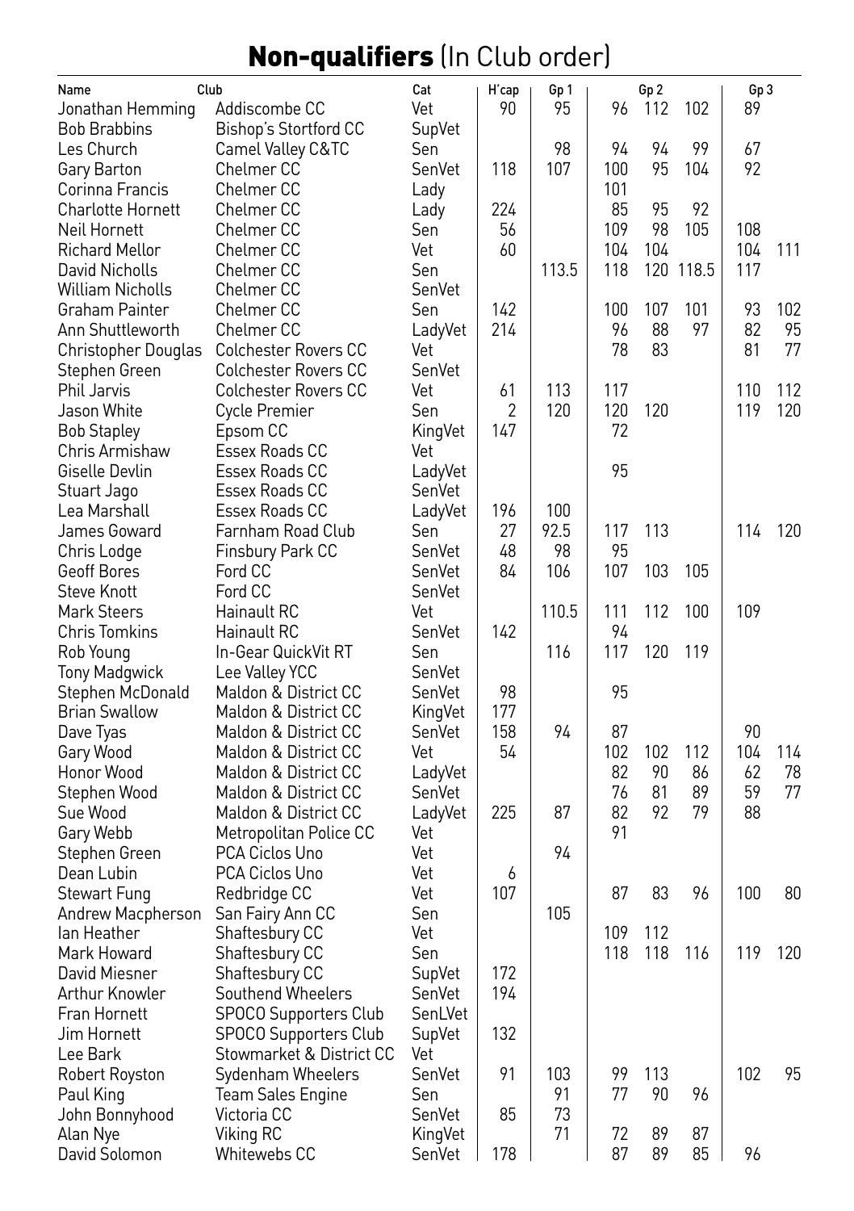# **Non-qualifiers** (In Club order)

| Name | Club | Cat | H'cap | Gp 1 | Gp 2 | | | Gp 3 | |
|---|---|---|---|---|---|---|---|---|---|
| Jonathan Hemming | Addiscombe CC | Vet | 90 | 95 | 96 | 112 | 102 | 89 | |
| Bob Brabbins | Bishop's Stortford CC | SupVet | | | | | | | |
| Les Church | Camel Valley C&TC | Sen | | 98 | 94 | 94 | 99 | 67 | |
| Gary Barton | Chelmer CC | SenVet | 118 | 107 | 100 | 95 | 104 | 92 | |
| Corinna Francis | Chelmer CC | Lady | | | 101 | | | | |
| Charlotte Hornett | Chelmer CC | Lady | 224 | | 85 | 95 | 92 | | |
| Neil Hornett | Chelmer CC | Sen | 56 | | 109 | 98 | 105 | 108 | |
| Richard Mellor | Chelmer CC | Vet | 60 | | 104 | 104 | | 104 | 111 |
| David Nicholls | Chelmer CC | Sen | | 113.5 | 118 | 120 | 118.5 | 117 | |
| William Nicholls | Chelmer CC | SenVet | | | | | | | |
| Graham Painter | Chelmer CC | Sen | 142 | | 100 | 107 | 101 | 93 | 102 |
| Ann Shuttleworth | Chelmer CC | LadyVet | 214 | | 96 | 88 | 97 | 82 | 95 |
| Christopher Douglas | Colchester Rovers CC | Vet | | | 78 | 83 | | 81 | 77 |
| Stephen Green | Colchester Rovers CC | SenVet | | | | | | | |
| Phil Jarvis | Colchester Rovers CC | Vet | 61 | 113 | 117 | | | 110 | 112 |
| Jason White | Cycle Premier | Sen | 2 | 120 | 120 | 120 | | 119 | 120 |
| Bob Stapley | Epsom CC | KingVet | 147 | | 72 | | | | |
| Chris Armishaw | Essex Roads CC | Vet | | | | | | | |
| Giselle Devlin | Essex Roads CC | LadyVet | | | 95 | | | | |
| Stuart Jago | Essex Roads CC | SenVet | | | | | | | |
| Lea Marshall | Essex Roads CC | LadyVet | 196 | 100 | | | | | |
| James Goward | Farnham Road Club | Sen | 27 | 92.5 | 117 | 113 | | 114 | 120 |
| Chris Lodge | Finsbury Park CC | SenVet | 48 | 98 | 95 | | | | |
| Geoff Bores | Ford CC | SenVet | 84 | 106 | 107 | 103 | 105 | | |
| Steve Knott | Ford CC | SenVet | | | | | | | |
| Mark Steers | Hainault RC | Vet | | 110.5 | 111 | 112 | 100 | 109 | |
| Chris Tomkins | Hainault RC | SenVet | 142 | | 94 | | | | |
| Rob Young | In-Gear QuickVit RT | Sen | | 116 | 117 | 120 | 119 | | |
| Tony Madgwick | Lee Valley YCC | SenVet | | | | | | | |
| Stephen McDonald | Maldon & District CC | SenVet | 98 | | 95 | | | | |
| Brian Swallow | Maldon & District CC | KingVet | 177 | | | | | | |
| Dave Tyas | Maldon & District CC | SenVet | 158 | 94 | 87 | | | 90 | |
| Gary Wood | Maldon & District CC | Vet | 54 | | 102 | 102 | 112 | 104 | 114 |
| Honor Wood | Maldon & District CC | LadyVet | | | 82 | 90 | 86 | 62 | 78 |
| Stephen Wood | Maldon & District CC | SenVet | | | 76 | 81 | 89 | 59 | 77 |
| Sue Wood | Maldon & District CC | LadyVet | 225 | 87 | 82 | 92 | 79 | 88 | |
| Gary Webb | Metropolitan Police CC | Vet | | | 91 | | | | |
| Stephen Green | PCA Ciclos Uno | Vet | | 94 | | | | | |
| Dean Lubin | PCA Ciclos Uno | Vet | 6 | | | | | | |
| Stewart Fung | Redbridge CC | Vet | 107 | | 87 | 83 | 96 | 100 | 80 |
| Andrew Macpherson | San Fairy Ann CC | Sen | | 105 | | | | | |
| Ian Heather | Shaftesbury CC | Vet | | | 109 | 112 | | | |
| Mark Howard | Shaftesbury CC | Sen | | | 118 | 118 | 116 | 119 | 120 |
| David Miesner | Shaftesbury CC | SupVet | 172 | | | | | | |
| Arthur Knowler | Southend Wheelers | SenVet | 194 | | | | | | |
| Fran Hornett | SPOCO Supporters Club | SenLVet | | | | | | | |
| Jim Hornett | SPOCO Supporters Club | SupVet | 132 | | | | | | |
| Lee Bark | Stowmarket & District CC | Vet | | | | | | | |
| Robert Royston | Sydenham Wheelers | SenVet | 91 | 103 | 99 | 113 | | 102 | 95 |
| Paul King | Team Sales Engine | Sen | | 91 | 77 | 90 | 96 | | |
| John Bonnyhood | Victoria CC | SenVet | 85 | 73 | | | | | |
| Alan Nye | Viking RC | KingVet | | 71 | 72 | 89 | 87 | | |
| David Solomon | Whitewebs CC | SenVet | 178 | | 87 | 89 | 85 | 96 | |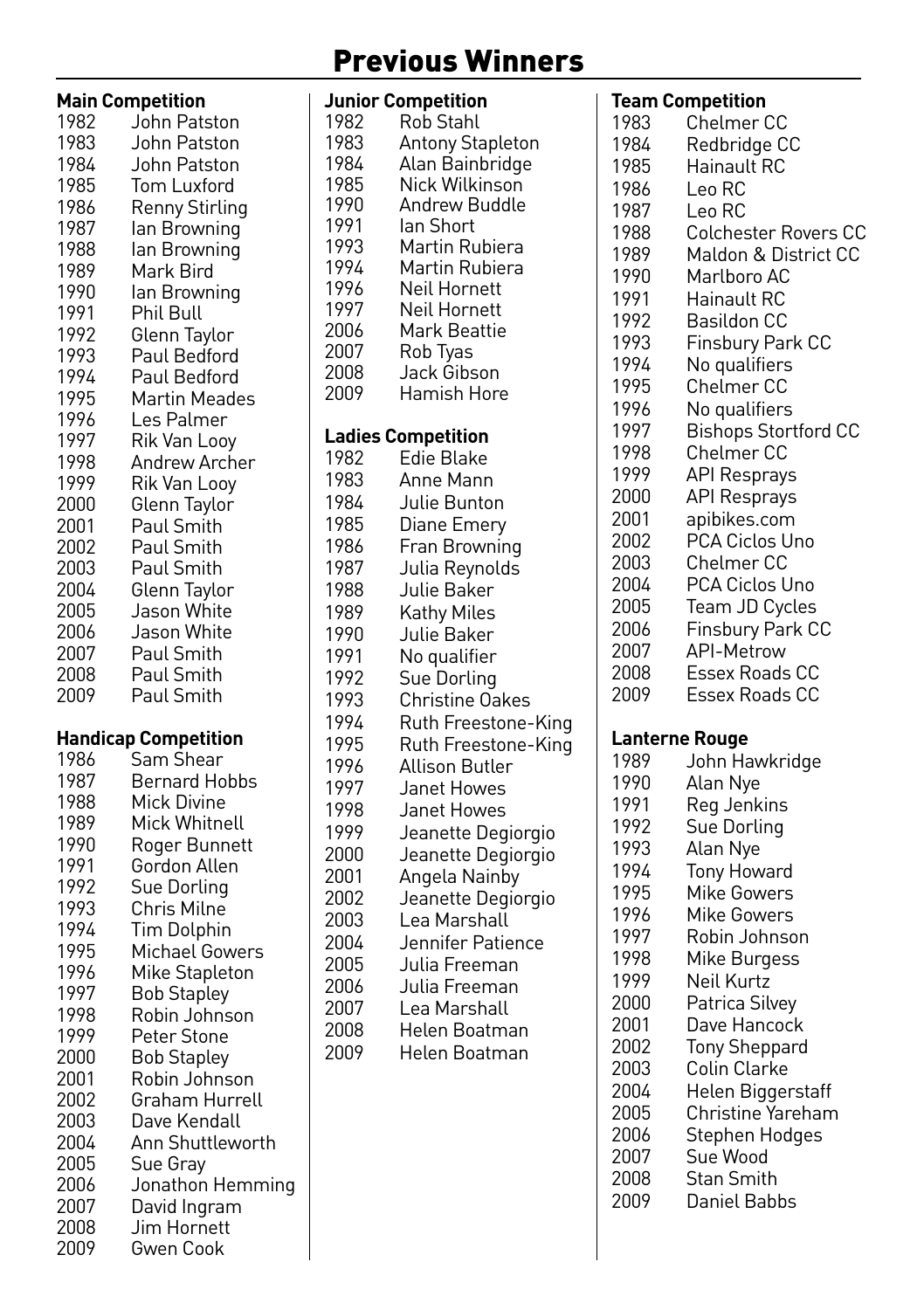# Previous Winners

**Main Competition**

| Year | Winner |
|---|---|
| 1982 | John Patston |
| 1983 | John Patston |
| 1984 | John Patston |
| 1985 | Tom Luxford |
| 1986 | Renny Stirling |
| 1987 | Ian Browning |
| 1988 | Ian Browning |
| 1989 | Mark Bird |
| 1990 | Ian Browning |
| 1991 | Phil Bull |
| 1992 | Glenn Taylor |
| 1993 | Paul Bedford |
| 1994 | Paul Bedford |
| 1995 | Martin Meades |
| 1996 | Les Palmer |
| 1997 | Rik Van Looy |
| 1998 | Andrew Archer |
| 1999 | Rik Van Looy |
| 2000 | Glenn Taylor |
| 2001 | Paul Smith |
| 2002 | Paul Smith |
| 2003 | Paul Smith |
| 2004 | Glenn Taylor |
| 2005 | Jason White |
| 2006 | Jason White |
| 2007 | Paul Smith |
| 2008 | Paul Smith |
| 2009 | Paul Smith |

**Handicap Competition**

| Year | Winner |
|---|---|
| 1986 | Sam Shear |
| 1987 | Bernard Hobbs |
| 1988 | Mick Divine |
| 1989 | Mick Whitnell |
| 1990 | Roger Bunnett |
| 1991 | Gordon Allen |
| 1992 | Sue Dorling |
| 1993 | Chris Milne |
| 1994 | Tim Dolphin |
| 1995 | Michael Gowers |
| 1996 | Mike Stapleton |
| 1997 | Bob Stapley |
| 1998 | Robin Johnson |
| 1999 | Peter Stone |
| 2000 | Bob Stapley |
| 2001 | Robin Johnson |
| 2002 | Graham Hurrell |
| 2003 | Dave Kendall |
| 2004 | Ann Shuttleworth |
| 2005 | Sue Gray |
| 2006 | Jonathon Hemming |
| 2007 | David Ingram |
| 2008 | Jim Hornett |
| 2009 | Gwen Cook |

**Junior Competition**

| Year | Winner |
|---|---|
| 1982 | Rob Stahl |
| 1983 | Antony Stapleton |
| 1984 | Alan Bainbridge |
| 1985 | Nick Wilkinson |
| 1990 | Andrew Buddle |
| 1991 | Ian Short |
| 1993 | Martin Rubiera |
| 1994 | Martin Rubiera |
| 1996 | Neil Hornett |
| 1997 | Neil Hornett |
| 2006 | Mark Beattie |
| 2007 | Rob Tyas |
| 2008 | Jack Gibson |
| 2009 | Hamish Hore |

**Ladies Competition**

| Year | Winner |
|---|---|
| 1982 | Edie Blake |
| 1983 | Anne Mann |
| 1984 | Julie Bunton |
| 1985 | Diane Emery |
| 1986 | Fran Browning |
| 1987 | Julia Reynolds |
| 1988 | Julie Baker |
| 1989 | Kathy Miles |
| 1990 | Julie Baker |
| 1991 | No qualifier |
| 1992 | Sue Dorling |
| 1993 | Christine Oakes |
| 1994 | Ruth Freestone-King |
| 1995 | Ruth Freestone-King |
| 1996 | Allison Butler |
| 1997 | Janet Howes |
| 1998 | Janet Howes |
| 1999 | Jeanette Degiorgio |
| 2000 | Jeanette Degiorgio |
| 2001 | Angela Nainby |
| 2002 | Jeanette Degiorgio |
| 2003 | Lea Marshall |
| 2004 | Jennifer Patience |
| 2005 | Julia Freeman |
| 2006 | Julia Freeman |
| 2007 | Lea Marshall |
| 2008 | Helen Boatman |
| 2009 | Helen Boatman |

**Team Competition**

| Year | Winner |
|---|---|
| 1983 | Chelmer CC |
| 1984 | Redbridge CC |
| 1985 | Hainault RC |
| 1986 | Leo RC |
| 1987 | Leo RC |
| 1988 | Colchester Rovers CC |
| 1989 | Maldon & District CC |
| 1990 | Marlboro AC |
| 1991 | Hainault RC |
| 1992 | Basildon CC |
| 1993 | Finsbury Park CC |
| 1994 | No qualifiers |
| 1995 | Chelmer CC |
| 1996 | No qualifiers |
| 1997 | Bishops Stortford CC |
| 1998 | Chelmer CC |
| 1999 | API Resprays |
| 2000 | API Resprays |
| 2001 | apibikes.com |
| 2002 | PCA Ciclos Uno |
| 2003 | Chelmer CC |
| 2004 | PCA Ciclos Uno |
| 2005 | Team JD Cycles |
| 2006 | Finsbury Park CC |
| 2007 | API-Metrow |
| 2008 | Essex Roads CC |
| 2009 | Essex Roads CC |

**Lanterne Rouge**

| Year | Winner |
|---|---|
| 1989 | John Hawkridge |
| 1990 | Alan Nye |
| 1991 | Reg Jenkins |
| 1992 | Sue Dorling |
| 1993 | Alan Nye |
| 1994 | Tony Howard |
| 1995 | Mike Gowers |
| 1996 | Mike Gowers |
| 1997 | Robin Johnson |
| 1998 | Mike Burgess |
| 1999 | Neil Kurtz |
| 2000 | Patrica Silvey |
| 2001 | Dave Hancock |
| 2002 | Tony Sheppard |
| 2003 | Colin Clarke |
| 2004 | Helen Biggerstaff |
| 2005 | Christine Yareham |
| 2006 | Stephen Hodges |
| 2007 | Sue Wood |
| 2008 | Stan Smith |
| 2009 | Daniel Babbs |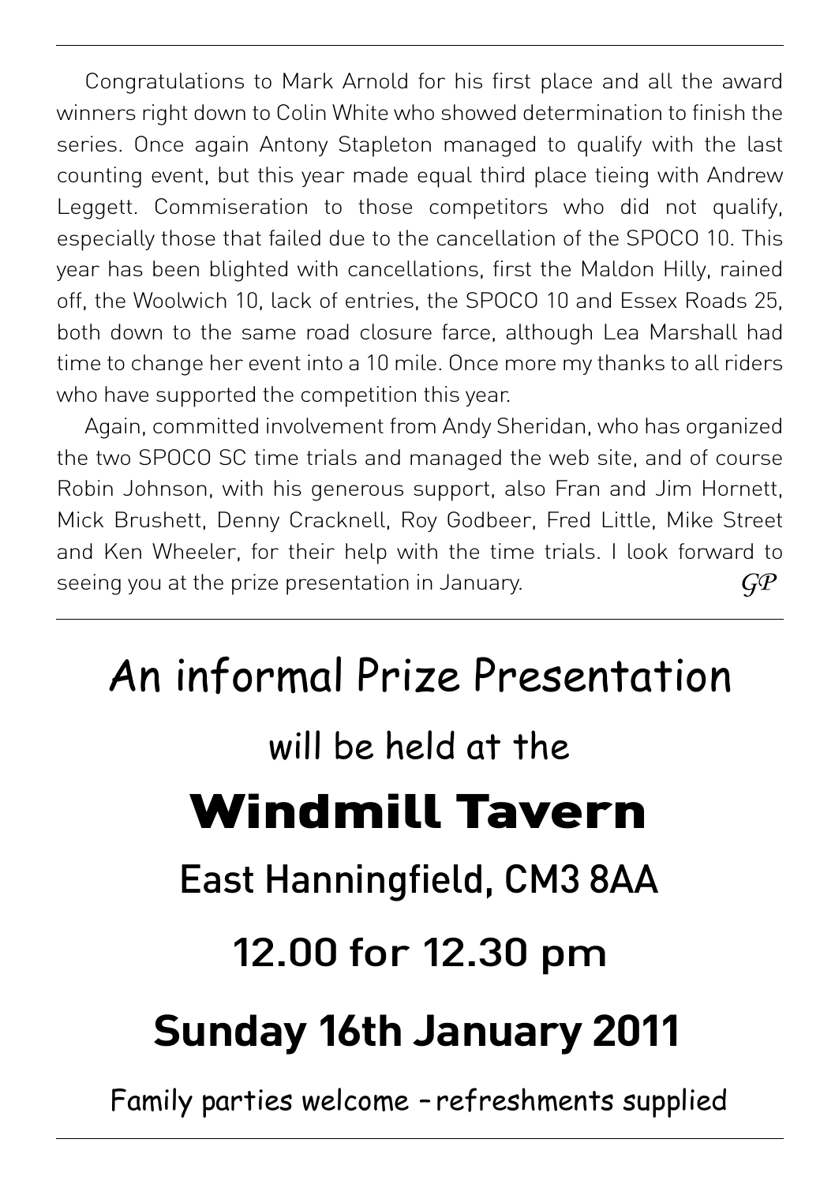Congratulations to Mark Arnold for his first place and all the award winners right down to Colin White who showed determination to finish the series. Once again Antony Stapleton managed to qualify with the last counting event, but this year made equal third place tieing with Andrew Leggett. Commiseration to those competitors who did not qualify, especially those that failed due to the cancellation of the SPOCO 10. This year has been blighted with cancellations, first the Maldon Hilly, rained off, the Woolwich 10, lack of entries, the SPOCO 10 and Essex Roads 25, both down to the same road closure farce, although Lea Marshall had time to change her event into a 10 mile. Once more my thanks to all riders who have supported the competition this year.

Again, committed involvement from Andy Sheridan, who has organized the two SPOCO SC time trials and managed the web site, and of course Robin Johnson, with his generous support, also Fran and Jim Hornett, Mick Brushett, Denny Cracknell, Roy Godbeer, Fred Little, Mike Street and Ken Wheeler, for their help with the time trials. I look forward to seeing you at the prize presentation in January. *GP*

---

# An informal Prize Presentation

## will be held at the

# **Windmill Tavern**

## East Hanningfield, CM3 8AA

## **12.00 for 12.30 pm**

## **Sunday 16th January 2011**

Family parties welcome – refreshments supplied